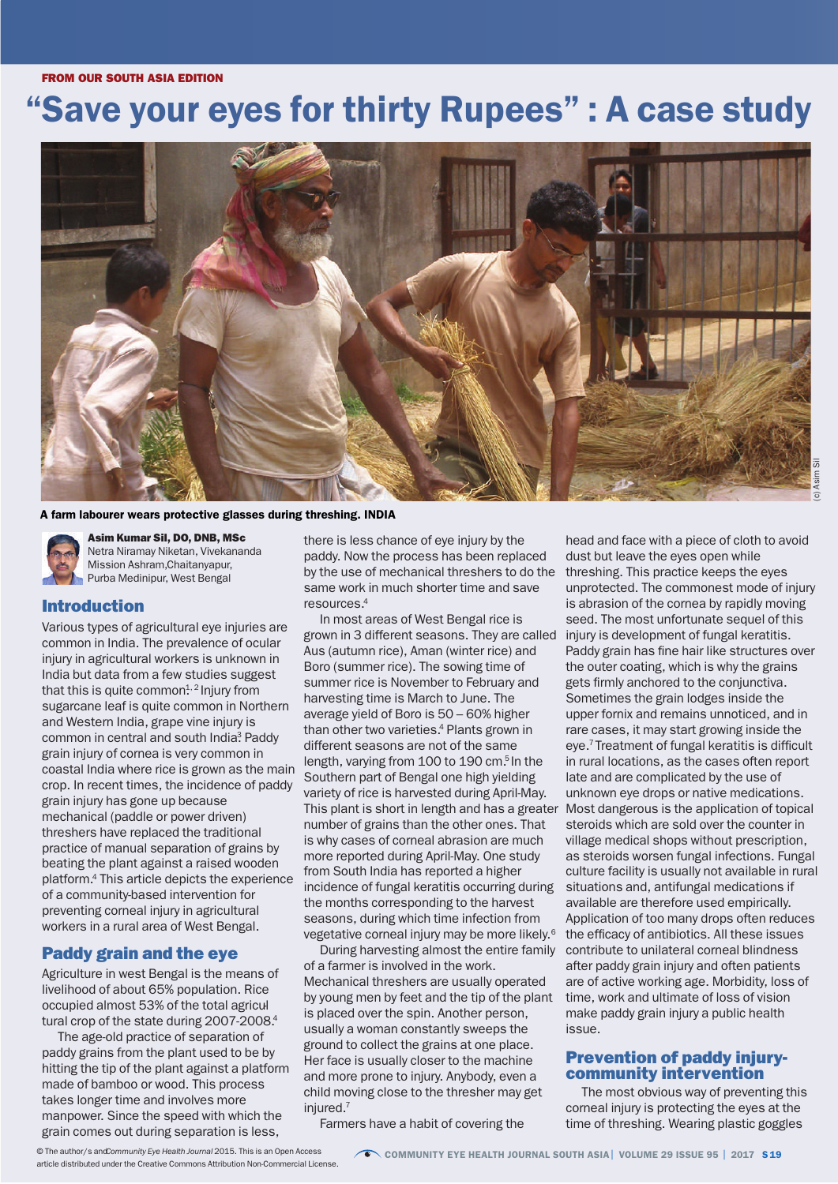FROM OUR SOUTH ASIA EDITION

# "Save your eyes for thirty Rupees" : A case study

A farm labourer wears protective glasses during threshing. INDIA

(c) Asim Sil

**Asim Kumar Sil, DO, DNB, MSc**
Netra Niramay Niketan, Vivekananda Mission Ashram, Chaitanyapur, Purba Medinipur, West Bengal

## Introduction

Various types of agricultural eye injuries are common in India. The prevalence of ocular injury in agricultural workers is unknown in India but data from a few studies suggest that this is quite common[1, 2] Injury from sugarcane leaf is quite common in Northern and Western India, grape vine injury is common in central and south India[3] Paddy grain injury of cornea is very common in coastal India where rice is grown as the main crop. In recent times, the incidence of paddy grain injury has gone up because mechanical (paddle or power driven) threshers have replaced the traditional practice of manual separation of grains by beating the plant against a raised wooden platform.[4] This article depicts the experience of a community-based intervention for preventing corneal injury in agricultural workers in a rural area of West Bengal.

## Paddy grain and the eye

Agriculture in west Bengal is the means of livelihood of about 65% population. Rice occupied almost 53% of the total agricultural crop of the state during 2007-2008.[4]

The age-old practice of separation of paddy grains from the plant used to be by hitting the tip of the plant against a platform made of bamboo or wood. This process takes longer time and involves more manpower. Since the speed with which the there is less chance of eye injury by the paddy. Now the process has been replaced by the use of mechanical threshers to do the same work in much shorter time and save resources.[4]

In most areas of West Bengal rice is grown in 3 different seasons. They are called Aus (autumn rice), Aman (winter rice) and Boro (summer rice). The sowing time of summer rice is November to February and harvesting time is March to June. The average yield of Boro is 50 – 60% higher than other two varieties.[4] Plants grown in different seasons are not of the same length, varying from 100 to 190 cm.[5] In the Southern part of Bengal one high yielding variety of rice is harvested during April-May. This plant is short in length and has a greater number of grains than the other ones. That is why cases of corneal abrasion are much more reported during April-May. One study from South India has reported a higher incidence of fungal keratitis occurring during the months corresponding to the harvest seasons, during which time infection from vegetative corneal injury may be more likely.[6]

During harvesting almost the entire family of a farmer is involved in the work. Mechanical threshers are usually operated by young men by feet and the tip of the plant is placed over the spin. Another person, usually a woman constantly sweeps the ground to collect the grains at one place. Her face is usually closer to the machine and more prone to injury. Anybody, even a child moving close to the thresher may get injured.[7]

Farmers have a habit of covering the head and face with a piece of cloth to avoid dust but leave the eyes open while threshing. This practice keeps the eyes unprotected. The commonest mode of injury is abrasion of the cornea by rapidly moving seed. The most unfortunate sequel of this injury is development of fungal keratitis. Paddy grain has fine hair like structures over the outer coating, which is why the grains gets firmly anchored to the conjunctiva. Sometimes the grain lodges inside the upper fornix and remains unnoticed, and in rare cases, it may start growing inside the eye.[7] Treatment of fungal keratitis is difficult in rural locations, as the cases often report late and are complicated by the use of unknown eye drops or native medications. Most dangerous is the application of topical steroids which are sold over the counter in village medical shops without prescription, as steroids worsen fungal infections. Fungal culture facility is usually not available in rural situations and, antifungal medications if available are therefore used empirically. Application of too many drops often reduces the efficacy of antibiotics. All these issues contribute to unilateral corneal blindness after paddy grain injury and often patients are of active working age. Morbidity, loss of time, work and ultimate of loss of vision make paddy grain injury a public health issue.

## Prevention of paddy injury-community intervention

The most obvious way of preventing this corneal injury is protecting the eyes at the time of threshing. Wearing plastic goggles

© The author/s and *Community Eye Health Journal* 2015. This is an Open Access article distributed under the Creative Commons Attribution Non-Commercial License.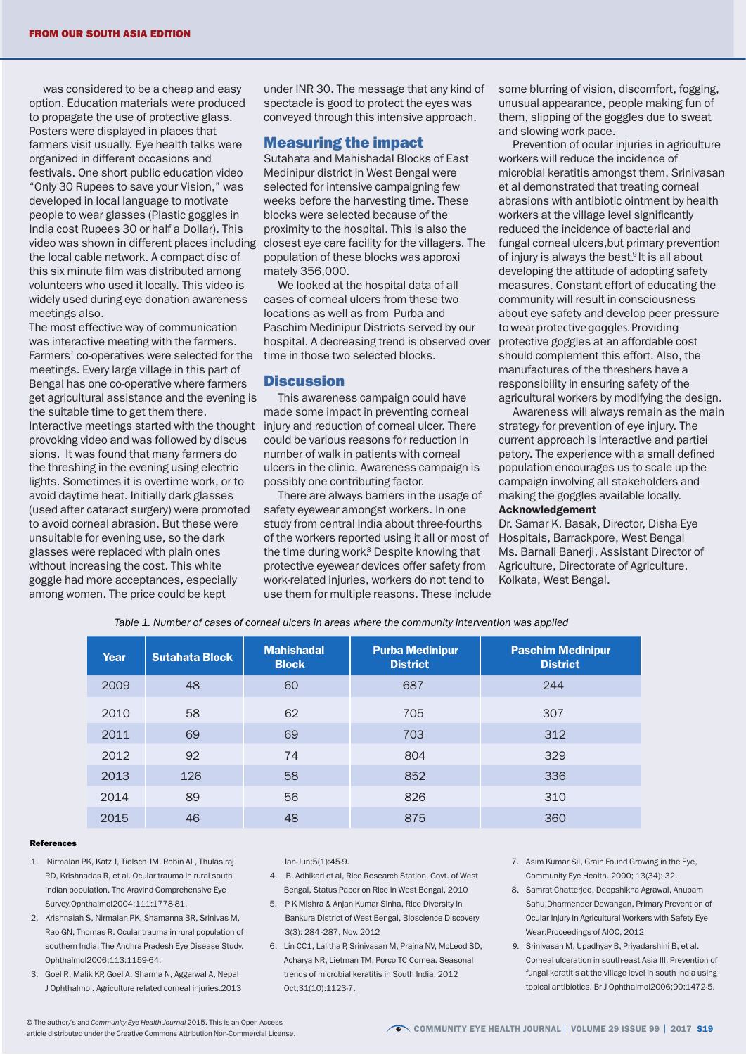was considered to be a cheap and easy option. Education materials were produced to propagate the use of protective glass. Posters were displayed in places that farmers visit usually. Eye health talks were organized in different occasions and festivals. One short public education video "Only 30 Rupees to save your Vision," was developed in local language to motivate people to wear glasses (Plastic goggles in India cost Rupees 30 or half a Dollar). This video was shown in different places including the local cable network. A compact disc of this six minute film was distributed among volunteers who used it locally. This video is widely used during eye donation awareness meetings also.

The most effective way of communication was interactive meeting with the farmers. Farmers' co-operatives were selected for the meetings. Every large village in this part of Bengal has one co-operative where farmers get agricultural assistance and the evening is the suitable time to get them there. Interactive meetings started with the thought provoking video and was followed by discussions. It was found that many farmers do the threshing in the evening using electric lights. Sometimes it is overtime work, or to avoid daytime heat. Initially dark glasses (used after cataract surgery) were promoted to avoid corneal abrasion. But these were unsuitable for evening use, so the dark glasses were replaced with plain ones without increasing the cost. This white goggle had more acceptances, especially among women. The price could be kept under INR 30. The message that any kind of spectacle is good to protect the eyes was conveyed through this intensive approach.

## Measuring the impact

Sutahata and Mahishadal Blocks of East Medinipur district in West Bengal were selected for intensive campaigning few weeks before the harvesting time. These blocks were selected because of the proximity to the hospital. This is also the closest eye care facility for the villagers. The population of these blocks was approximately 356,000.

We looked at the hospital data of all cases of corneal ulcers from these two locations as well as from Purba and Paschim Medinipur Districts served by our hospital. A decreasing trend is observed over time in those two selected blocks.

## Discussion

This awareness campaign could have made some impact in preventing corneal injury and reduction of corneal ulcer. There could be various reasons for reduction in number of walk in patients with corneal ulcers in the clinic. Awareness campaign is possibly one contributing factor.

There are always barriers in the usage of safety eyewear amongst workers. In one study from central India about three-fourths of the workers reported using it all or most of the time during work.[8] Despite knowing that protective eyewear devices offer safety from work-related injuries, workers do not tend to use them for multiple reasons. These include some blurring of vision, discomfort, fogging, unusual appearance, people making fun of them, slipping of the goggles due to sweat and slowing work pace.

Prevention of ocular injuries in agriculture workers will reduce the incidence of microbial keratitis amongst them. Srinivasan et al demonstrated that treating corneal abrasions with antibiotic ointment by health workers at the village level significantly reduced the incidence of bacterial and fungal corneal ulcers,but primary prevention of injury is always the best.[9] It is all about developing the attitude of adopting safety measures. Constant effort of educating the community will result in consciousness about eye safety and develop peer pressure to wear protective goggles. Providing protective goggles at an affordable cost should complement this effort. Also, the manufactures of the threshers have a responsibility in ensuring safety of the agricultural workers by modifying the design.

Awareness will always remain as the main strategy for prevention of eye injury. The current approach is interactive and partiei patory. The experience with a small defined population encourages us to scale up the campaign involving all stakeholders and making the goggles available locally.

**Acknowledgement**

Dr. Samar K. Basak, Director, Disha Eye Hospitals, Barrackpore, West Bengal
Ms. Barnali Banerji, Assistant Director of Agriculture, Directorate of Agriculture, Kolkata, West Bengal.

*Table 1. Number of cases of corneal ulcers in areas where the community intervention was applied*

| Year | Sutahata Block | Mahishadal Block | Purba Medinipur District | Paschim Medinipur District |
|---|---|---|---|---|
| 2009 | 48 | 60 | 687 | 244 |
| 2010 | 58 | 62 | 705 | 307 |
| 2011 | 69 | 69 | 703 | 312 |
| 2012 | 92 | 74 | 804 | 329 |
| 2013 | 126 | 58 | 852 | 336 |
| 2014 | 89 | 56 | 826 | 310 |
| 2015 | 46 | 48 | 875 | 360 |

**References**

1. Nirmalan PK, Katz J, Tielsch JM, Robin AL, Thulasiraj RD, Krishnadas R, et al. Ocular trauma in rural south Indian population. The Aravind Comprehensive Eye Survey.Ophthalmol2004;111:1778-81.
2. Krishnaiah S, Nirmalan PK, Shamanna BR, Srinivas M, Rao GN, Thomas R. Ocular trauma in rural population of southern India: The Andhra Pradesh Eye Disease Study. Ophthalmol2006;113:1159-64.
3. Goel R, Malik KP, Goel A, Sharma N, Aggarwal A, Nepal J Ophthalmol. Agriculture related corneal injuries.2013 Jan-Jun;5(1):45-9.
4. B. Adhikari et al, Rice Research Station, Govt. of West Bengal, Status Paper on Rice in West Bengal, 2010
5. P K Mishra & Anjan Kumar Sinha, Rice Diversity in Bankura District of West Bengal, Bioscience Discovery 3(3): 284 -287, Nov. 2012
6. Lin CC1, Lalitha P, Srinivasan M, Prajna NV, McLeod SD, Acharya NR, Lietman TM, Porco TC Cornea. Seasonal trends of microbial keratitis in South India. 2012 Oct;31(10):1123-7.
7. Asim Kumar Sil, Grain Found Growing in the Eye, Community Eye Health. 2000; 13(34): 32.
8. Samrat Chatterjee, Deepshikha Agrawal, Anupam Sahu,Dharmender Dewangan, Primary Prevention of Ocular Injury in Agricultural Workers with Safety Eye Wear:Proceedings of AIOC, 2012
9. Srinivasan M, Upadhyay B, Priyadarshini B, et al. Corneal ulceration in south-east Asia III: Prevention of fungal keratitis at the village level in south India using topical antibiotics. Br J Ophthalmol2006;90:1472-5.

© The author/s and *Community Eye Health Journal* 2015. This is an Open Access article distributed under the Creative Commons Attribution Non-Commercial License.